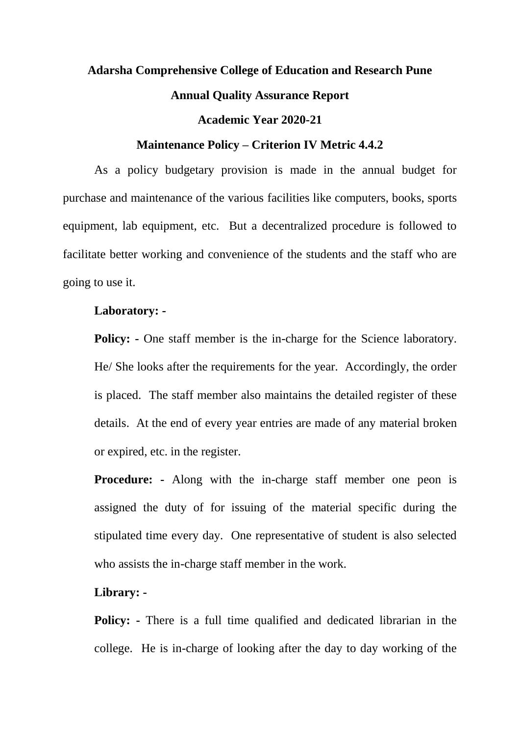**Adarsha Comprehensive College of Education and Research Pune**

**Annual Quality Assurance Report**

**Academic Year 2020-21**

**Maintenance Policy – Criterion IV Metric 4.4.2**

As a policy budgetary provision is made in the annual budget for purchase and maintenance of the various facilities like computers, books, sports equipment, lab equipment, etc. But a decentralized procedure is followed to facilitate better working and convenience of the students and the staff who are going to use it.

**Laboratory: -**

**Policy:** - One staff member is the in-charge for the Science laboratory. He/ She looks after the requirements for the year. Accordingly, the order is placed. The staff member also maintains the detailed register of these details. At the end of every year entries are made of any material broken or expired, etc. in the register.

**Procedure: -** Along with the in-charge staff member one peon is assigned the duty of for issuing of the material specific during the stipulated time every day. One representative of student is also selected who assists the in-charge staff member in the work.

**Library: -**

**Policy:** - There is a full time qualified and dedicated librarian in the college. He is in-charge of looking after the day to day working of the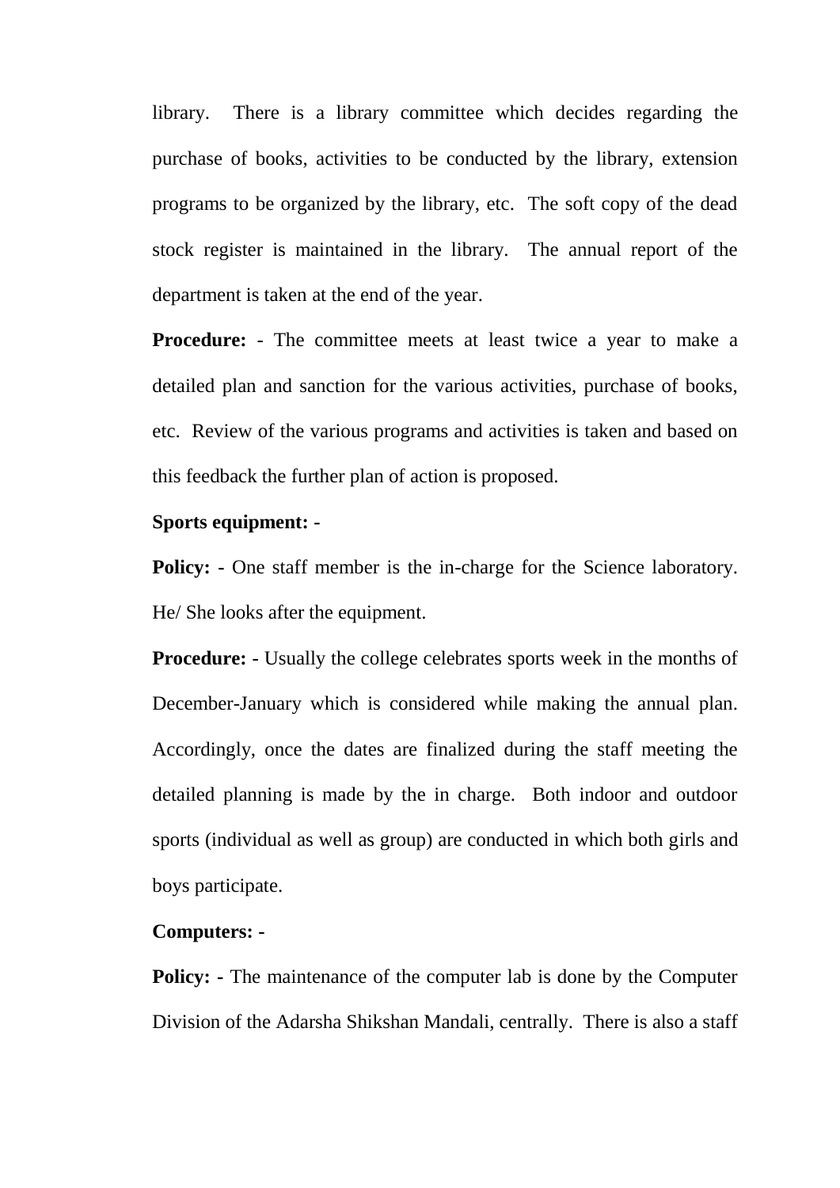library. There is a library committee which decides regarding the purchase of books, activities to be conducted by the library, extension programs to be organized by the library, etc. The soft copy of the dead stock register is maintained in the library. The annual report of the department is taken at the end of the year.

**Procedure:** - The committee meets at least twice a year to make a detailed plan and sanction for the various activities, purchase of books, etc. Review of the various programs and activities is taken and based on this feedback the further plan of action is proposed.

**Sports equipment: -**

**Policy: -** One staff member is the in-charge for the Science laboratory. He/ She looks after the equipment.

**Procedure: -** Usually the college celebrates sports week in the months of December-January which is considered while making the annual plan. Accordingly, once the dates are finalized during the staff meeting the detailed planning is made by the in charge. Both indoor and outdoor sports (individual as well as group) are conducted in which both girls and boys participate.

**Computers: -**

**Policy: -** The maintenance of the computer lab is done by the Computer Division of the Adarsha Shikshan Mandali, centrally. There is also a staff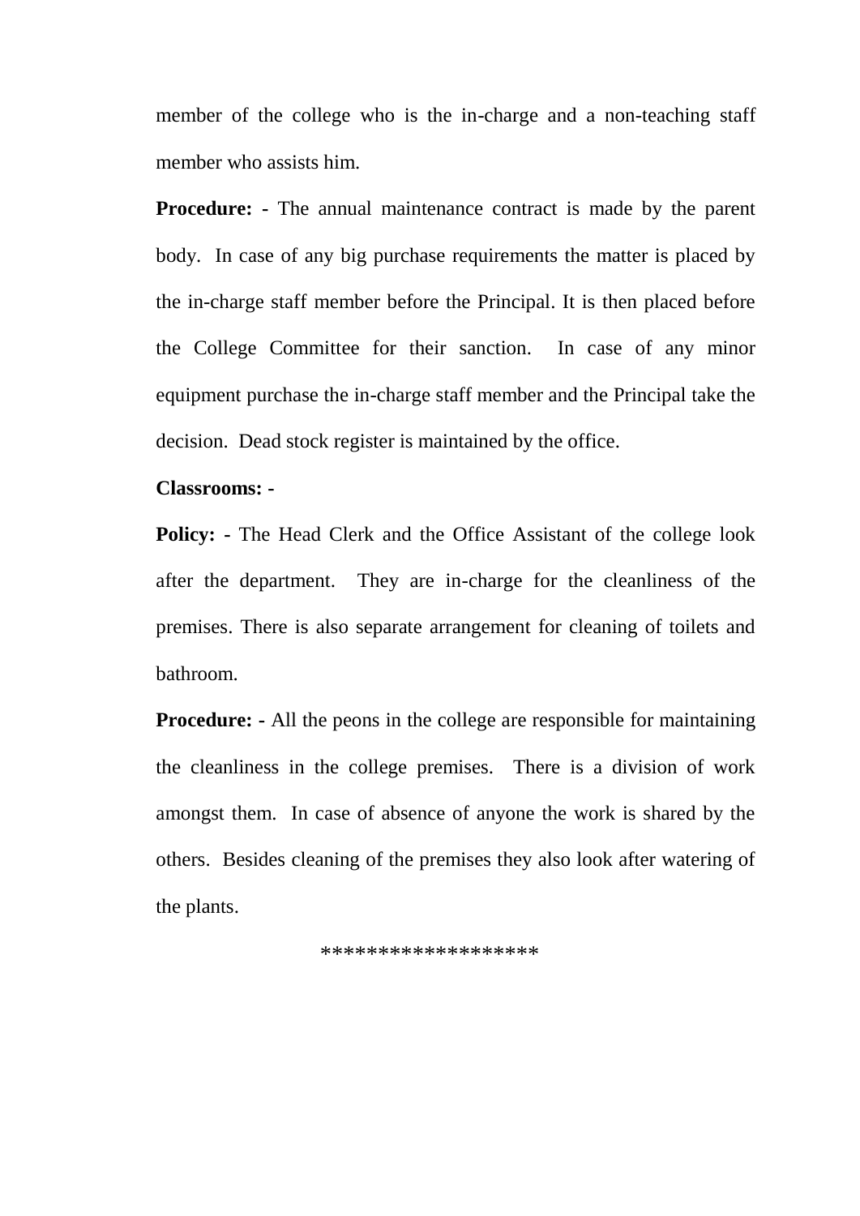member of the college who is the in-charge and a non-teaching staff member who assists him.

**Procedure: -** The annual maintenance contract is made by the parent body. In case of any big purchase requirements the matter is placed by the in-charge staff member before the Principal. It is then placed before the College Committee for their sanction. In case of any minor equipment purchase the in-charge staff member and the Principal take the decision. Dead stock register is maintained by the office.

**Classrooms: -**

**Policy: -** The Head Clerk and the Office Assistant of the college look after the department. They are in-charge for the cleanliness of the premises. There is also separate arrangement for cleaning of toilets and bathroom.

**Procedure: -** All the peons in the college are responsible for maintaining the cleanliness in the college premises. There is a division of work amongst them. In case of absence of anyone the work is shared by the others. Besides cleaning of the premises they also look after watering of the plants.

*******************